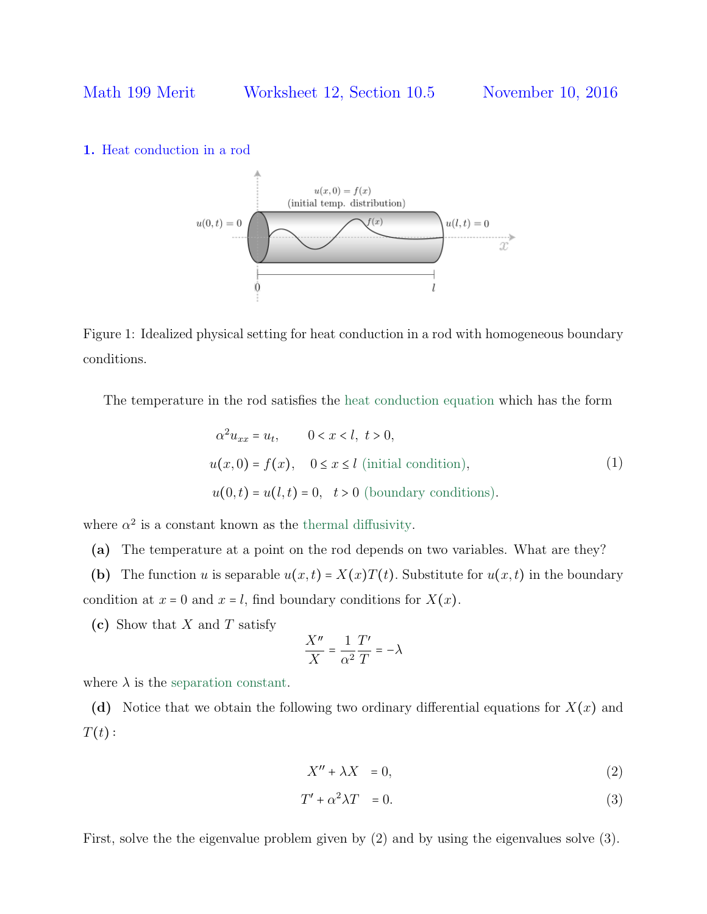Math 199 Merit Worksheet 12, Section 10.5 November 10, 2016

## 1. Heat conduction in a rod

Figure 1: Idealized physical setting for heat conduction in a rod with homogeneous boundary conditions.

The temperature in the rod satisfies the heat conduction equation which has the form

$$
\begin{aligned}
\alpha^2 u_{xx} &= u_t, \qquad 0 < x < l,\ t > 0, \\
u(x,0) &= f(x), \quad 0 \le x \le l \text{ (initial condition)}, \\
u(0,t) &= u(l,t) = 0, \quad t > 0 \text{ (boundary conditions)}.
\end{aligned}
\tag{1}
$$

where $\alpha^2$ is a constant known as the thermal diffusivity.

**(a)** The temperature at a point on the rod depends on two variables. What are they?

**(b)** The function $u$ is separable $u(x,t) = X(x)T(t)$. Substitute for $u(x,t)$ in the boundary condition at $x = 0$ and $x = l$, find boundary conditions for $X(x)$.

**(c)** Show that $X$ and $T$ satisfy

$$\frac{X''}{X} = \frac{1}{\alpha^2}\frac{T'}{T} = -\lambda$$

where $\lambda$ is the separation constant.

**(d)** Notice that we obtain the following two ordinary differential equations for $X(x)$ and $T(t)$:

$$X'' + \lambda X = 0, \tag{2}$$

$$T' + \alpha^2 \lambda T = 0. \tag{3}$$

First, solve the the eigenvalue problem given by (2) and by using the eigenvalues solve (3).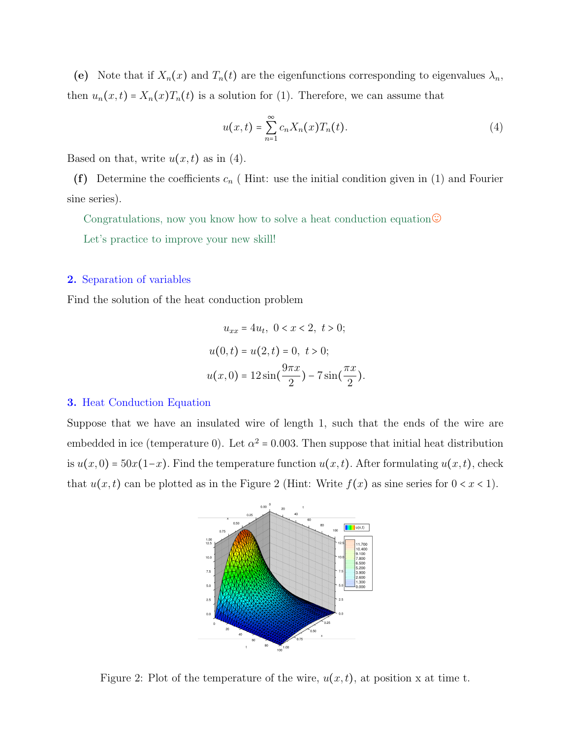**(e)** Note that if $X_n(x)$ and $T_n(t)$ are the eigenfunctions corresponding to eigenvalues $\lambda_n$, then $u_n(x,t) = X_n(x)T_n(t)$ is a solution for (1). Therefore, we can assume that

$$u(x,t) = \sum_{n=1}^{\infty} c_n X_n(x) T_n(t). \tag{4}$$

Based on that, write $u(x,t)$ as in (4).

**(f)** Determine the coefficients $c_n$ ( Hint: use the initial condition given in (1) and Fourier sine series).

Congratulations, now you know how to solve a heat conduction equation☺

Let's practice to improve your new skill!

## 2. Separation of variables

Find the solution of the heat conduction problem

$$u_{xx} = 4u_t,\ \ 0 < x < 2,\ \ t > 0;$$

$$u(0,t) = u(2,t) = 0,\ \ t > 0;$$

$$u(x,0) = 12\sin\left(\frac{9\pi x}{2}\right) - 7\sin\left(\frac{\pi x}{2}\right).$$

## 3. Heat Conduction Equation

Suppose that we have an insulated wire of length 1, such that the ends of the wire are embedded in ice (temperature 0). Let $\alpha^2 = 0.003$. Then suppose that initial heat distribution is $u(x,0) = 50x(1-x)$. Find the temperature function $u(x,t)$. After formulating $u(x,t)$, check that $u(x,t)$ can be plotted as in the Figure 2 (Hint: Write $f(x)$ as sine series for $0 < x < 1$).

Figure 2: Plot of the temperature of the wire, $u(x,t)$, at position x at time t.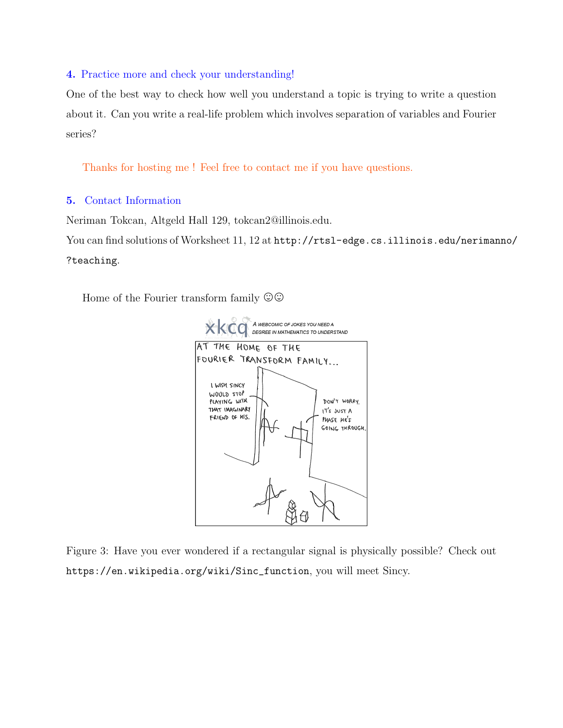## 4. Practice more and check your understanding!

One of the best way to check how well you understand a topic is trying to write a question about it. Can you write a real-life problem which involves separation of variables and Fourier series?

Thanks for hosting me ! Feel free to contact me if you have questions.

## 5. Contact Information

Neriman Tokcan, Altgeld Hall 129, tokcan2@illinois.edu.

You can find solutions of Worksheet 11, 12 at `http://rtsl-edge.cs.illinois.edu/nerimanno/?teaching`.

Home of the Fourier transform family ☺☺

Figure 3: Have you ever wondered if a rectangular signal is physically possible? Check out `https://en.wikipedia.org/wiki/Sinc_function`, you will meet Sincy.